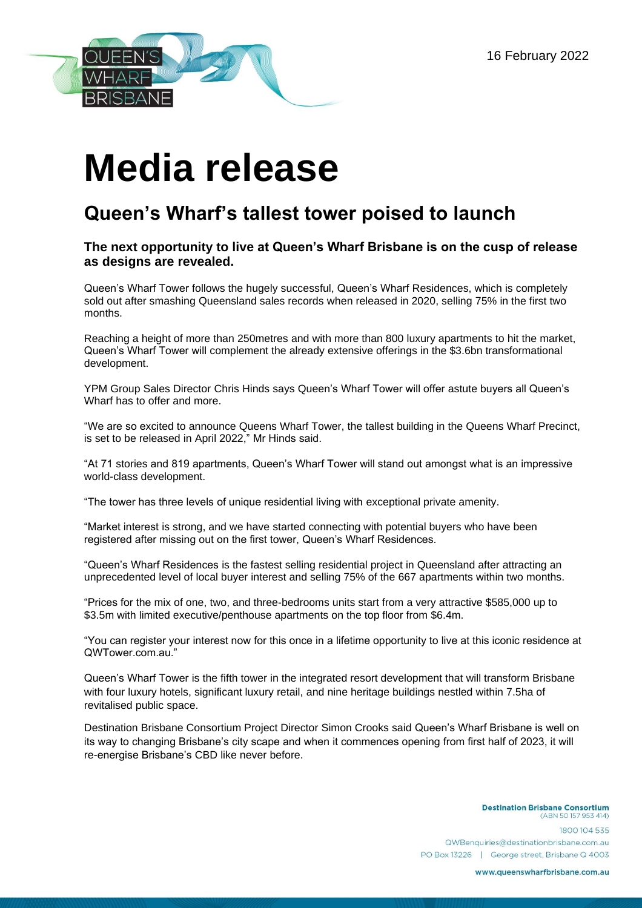16 February 2022

# Media release

## Queen's Wharf's tallest tower poised to launch

### The next opportunity to live at Queen's Wharf Brisbane is on the cusp of release as designs are revealed.

Queen's Wharf Tower follows the hugely successful, Queen's Wharf Residences, which is completely sold out after smashing Queensland sales records when released in 2020, selling 75% in the first two months.

Reaching a height of more than 250metres and with more than 800 luxury apartments to hit the market, Queen's Wharf Tower will complement the already extensive offerings in the $3.6bn transformational development.

YPM Group Sales Director Chris Hinds says Queen's Wharf Tower will offer astute buyers all Queen's Wharf has to offer and more.

"We are so excited to announce Queens Wharf Tower, the tallest building in the Queens Wharf Precinct, is set to be released in April 2022," Mr Hinds said.

"At 71 stories and 819 apartments, Queen's Wharf Tower will stand out amongst what is an impressive world-class development.

"The tower has three levels of unique residential living with exceptional private amenity.

"Market interest is strong, and we have started connecting with potential buyers who have been registered after missing out on the first tower, Queen's Wharf Residences.

"Queen's Wharf Residences is the fastest selling residential project in Queensland after attracting an unprecedented level of local buyer interest and selling 75% of the 667 apartments within two months.

"Prices for the mix of one, two, and three-bedrooms units start from a very attractive $585,000 up to $3.5m with limited executive/penthouse apartments on the top floor from $6.4m.

"You can register your interest now for this once in a lifetime opportunity to live at this iconic residence at QWTower.com.au."

Queen's Wharf Tower is the fifth tower in the integrated resort development that will transform Brisbane with four luxury hotels, significant luxury retail, and nine heritage buildings nestled within 7.5ha of revitalised public space.

Destination Brisbane Consortium Project Director Simon Crooks said Queen's Wharf Brisbane is well on its way to changing Brisbane's city scape and when it commences opening from first half of 2023, it will re-energise Brisbane's CBD like never before.

**Destination Brisbane Consortium**
(ABN 50 157 953 414)

1800 104 535
QWBenquiries@destinationbrisbane.com.au
PO Box 13226 | George street, Brisbane Q 4003

www.queenswharfbrisbane.com.au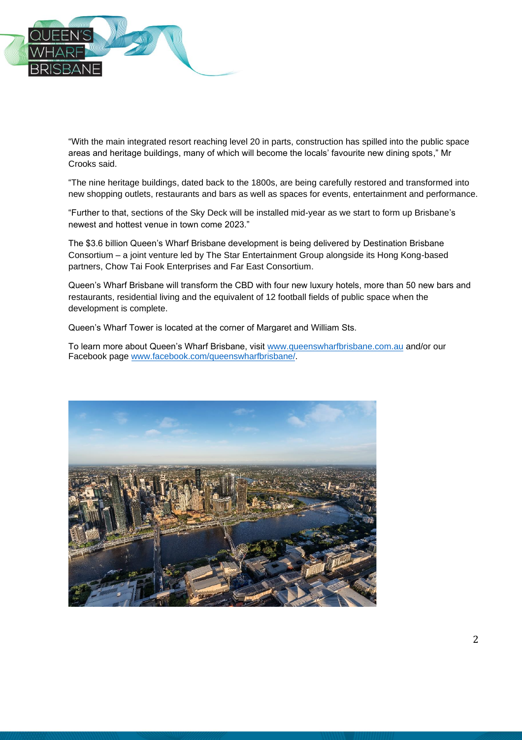"With the main integrated resort reaching level 20 in parts, construction has spilled into the public space areas and heritage buildings, many of which will become the locals' favourite new dining spots," Mr Crooks said.

"The nine heritage buildings, dated back to the 1800s, are being carefully restored and transformed into new shopping outlets, restaurants and bars as well as spaces for events, entertainment and performance.

"Further to that, sections of the Sky Deck will be installed mid-year as we start to form up Brisbane's newest and hottest venue in town come 2023."

The $3.6 billion Queen's Wharf Brisbane development is being delivered by Destination Brisbane Consortium – a joint venture led by The Star Entertainment Group alongside its Hong Kong-based partners, Chow Tai Fook Enterprises and Far East Consortium.

Queen's Wharf Brisbane will transform the CBD with four new luxury hotels, more than 50 new bars and restaurants, residential living and the equivalent of 12 football fields of public space when the development is complete.

Queen's Wharf Tower is located at the corner of Margaret and William Sts.

To learn more about Queen's Wharf Brisbane, visit www.queenswharfbrisbane.com.au and/or our Facebook page www.facebook.com/queenswharfbrisbane/.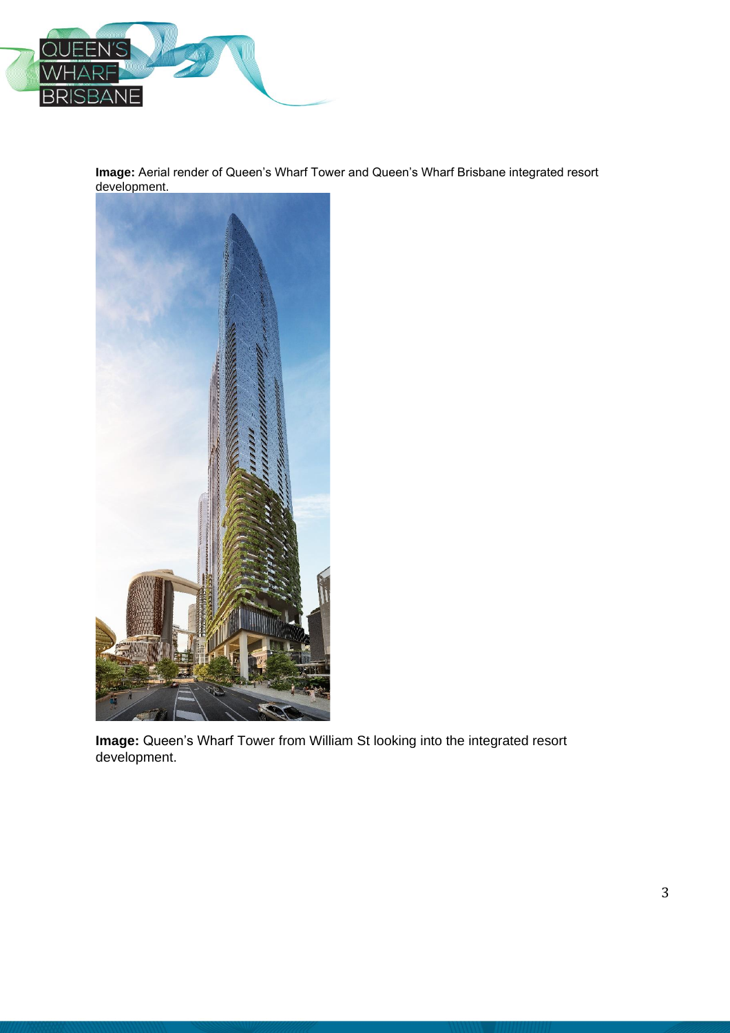**Image:** Aerial render of Queen's Wharf Tower and Queen's Wharf Brisbane integrated resort development.

**Image:** Queen's Wharf Tower from William St looking into the integrated resort development.